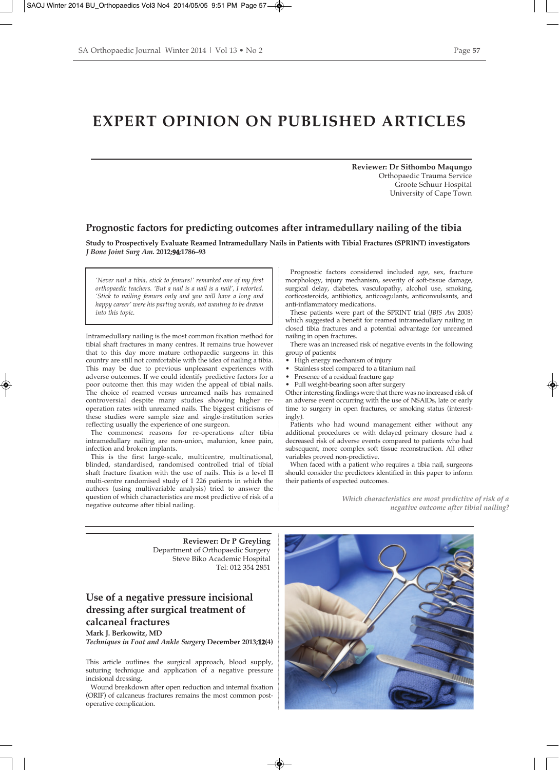# EXPERT OPINION ON PUBLISHED ARTICLES

**Reviewer: Dr Sithombo Maqungo**
Orthopaedic Trauma Service
Groote Schuur Hospital
University of Cape Town

## Prognostic factors for predicting outcomes after intramedullary nailing of the tibia

**Study to Prospectively Evaluate Reamed Intramedullary Nails in Patients with Tibial Fractures (SPRINT) investigators**
***J Bone Joint Surg Am.* 2012;94:1786–93**

*'Never nail a tibia, stick to femurs!' remarked one of my first orthopaedic teachers. 'But a nail is a nail is a nail', I retorted. 'Stick to nailing femurs only and you will have a long and happy career' were his parting words, not wanting to be drawn into this topic.*

Intramedullary nailing is the most common fixation method for tibial shaft fractures in many centres. It remains true however that to this day more mature orthopaedic surgeons in this country are still not comfortable with the idea of nailing a tibia. This may be due to previous unpleasant experiences with adverse outcomes. If we could identify predictive factors for a poor outcome then this may widen the appeal of tibial nails. The choice of reamed versus unreamed nails has remained controversial despite many studies showing higher re-operation rates with unreamed nails. The biggest criticisms of these studies were sample size and single-institution series reflecting usually the experience of one surgeon.

The commonest reasons for re-operations after tibia intramedullary nailing are non-union, malunion, knee pain, infection and broken implants.

This is the first large-scale, multicentre, multinational, blinded, standardised, randomised controlled trial of tibial shaft fracture fixation with the use of nails. This is a level II multi-centre randomised study of 1 226 patients in which the authors (using multivariable analysis) tried to answer the question of which characteristics are most predictive of risk of a negative outcome after tibial nailing.

Prognostic factors considered included age, sex, fracture morphology, injury mechanism, severity of soft-tissue damage, surgical delay, diabetes, vasculopathy, alcohol use, smoking, corticosteroids, antibiotics, anticoagulants, anticonvulsants, and anti-inflammatory medications.

These patients were part of the SPRINT trial (*JBJS Am* 2008) which suggested a benefit for reamed intramedullary nailing in closed tibia fractures and a potential advantage for unreamed nailing in open fractures.

There was an increased risk of negative events in the following group of patients:

- High energy mechanism of injury
- Stainless steel compared to a titanium nail
- Presence of a residual fracture gap
- Full weight-bearing soon after surgery

Other interesting findings were that there was no increased risk of an adverse event occurring with the use of NSAIDs, late or early time to surgery in open fractures, or smoking status (interestingly).

Patients who had wound management either without any additional procedures or with delayed primary closure had a decreased risk of adverse events compared to patients who had subsequent, more complex soft tissue reconstruction. All other variables proved non-predictive.

When faced with a patient who requires a tibia nail, surgeons should consider the predictors identified in this paper to inform their patients of expected outcomes.

*Which characteristics are most predictive of risk of a negative outcome after tibial nailing?*

---

**Reviewer: Dr P Greyling**
Department of Orthopaedic Surgery
Steve Biko Academic Hospital
Tel: 012 354 2851

## Use of a negative pressure incisional dressing after surgical treatment of calcaneal fractures

**Mark J. Berkowitz, MD**
***Techniques in Foot and Ankle Surgery* December 2013;12(4)**

This article outlines the surgical approach, blood supply, suturing technique and application of a negative pressure incisional dressing.

Wound breakdown after open reduction and internal fixation (ORIF) of calcaneus fractures remains the most common postoperative complication.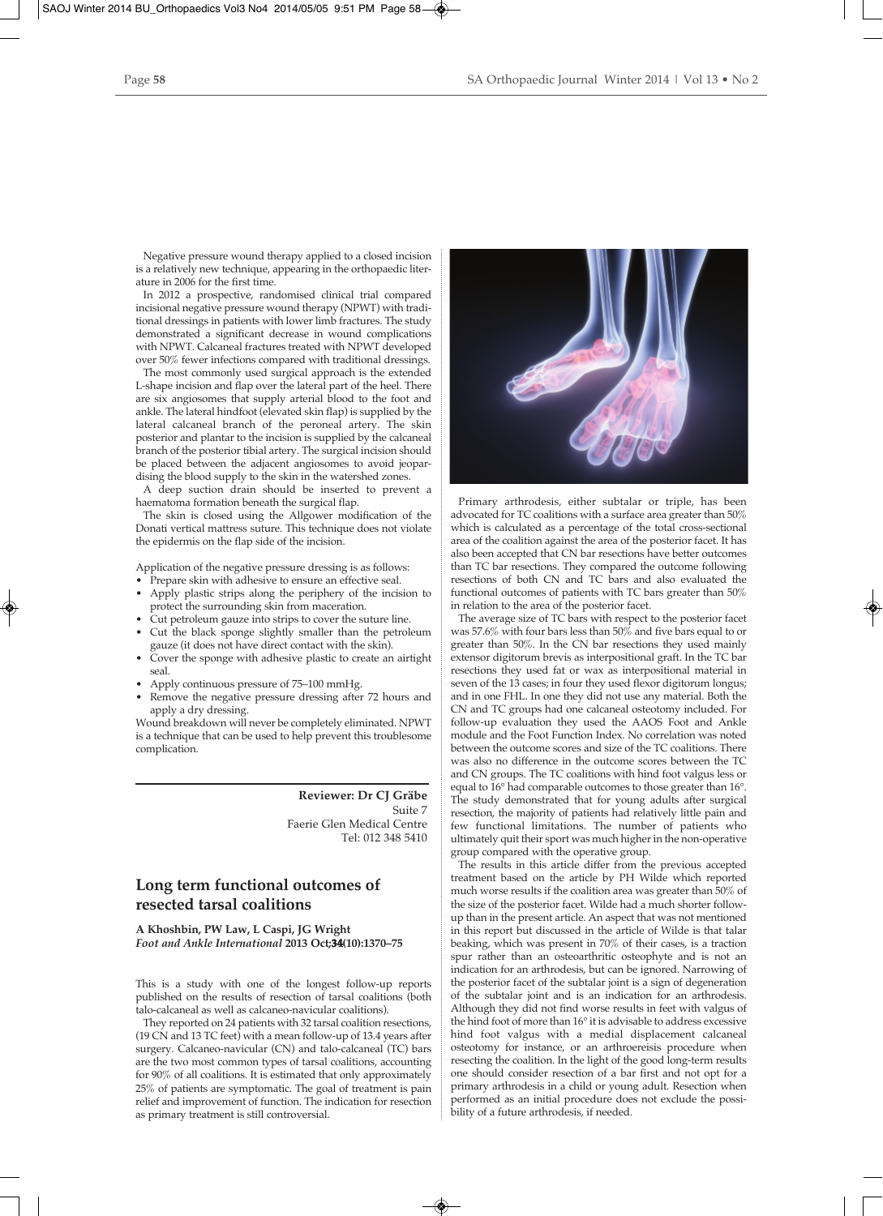Negative pressure wound therapy applied to a closed incision is a relatively new technique, appearing in the orthopaedic literature in 2006 for the first time.

In 2012 a prospective, randomised clinical trial compared incisional negative pressure wound therapy (NPWT) with traditional dressings in patients with lower limb fractures. The study demonstrated a significant decrease in wound complications with NPWT. Calcaneal fractures treated with NPWT developed over 50% fewer infections compared with traditional dressings.

The most commonly used surgical approach is the extended L-shape incision and flap over the lateral part of the heel. There are six angiosomes that supply arterial blood to the foot and ankle. The lateral hindfoot (elevated skin flap) is supplied by the lateral calcaneal branch of the peroneal artery. The skin posterior and plantar to the incision is supplied by the calcaneal branch of the posterior tibial artery. The surgical incision should be placed between the adjacent angiosomes to avoid jeopardising the blood supply to the skin in the watershed zones.

A deep suction drain should be inserted to prevent a haematoma formation beneath the surgical flap.

The skin is closed using the Allgower modification of the Donati vertical mattress suture. This technique does not violate the epidermis on the flap side of the incision.

Application of the negative pressure dressing is as follows:

- Prepare skin with adhesive to ensure an effective seal.
- Apply plastic strips along the periphery of the incision to protect the surrounding skin from maceration.
- Cut petroleum gauze into strips to cover the suture line.
- Cut the black sponge slightly smaller than the petroleum gauze (it does not have direct contact with the skin).
- Cover the sponge with adhesive plastic to create an airtight seal.
- Apply continuous pressure of 75–100 mmHg.
- Remove the negative pressure dressing after 72 hours and apply a dry dressing.

Wound breakdown will never be completely eliminated. NPWT is a technique that can be used to help prevent this troublesome complication.

**Reviewer: Dr CJ Gräbe**
Suite 7
Faerie Glen Medical Centre
Tel: 012 348 5410

## Long term functional outcomes of resected tarsal coalitions

**A Khoshbin, PW Law, L Caspi, JG Wright**
***Foot and Ankle International* 2013 Oct;34(10):1370–75**

This is a study with one of the longest follow-up reports published on the results of resection of tarsal coalitions (both talo-calcaneal as well as calcaneo-navicular coalitions).

They reported on 24 patients with 32 tarsal coalition resections, (19 CN and 13 TC feet) with a mean follow-up of 13.4 years after surgery. Calcaneo-navicular (CN) and talo-calcaneal (TC) bars are the two most common types of tarsal coalitions, accounting for 90% of all coalitions. It is estimated that only approximately 25% of patients are symptomatic. The goal of treatment is pain relief and improvement of function. The indication for resection as primary treatment is still controversial.

Primary arthrodesis, either subtalar or triple, has been advocated for TC coalitions with a surface area greater than 50% which is calculated as a percentage of the total cross-sectional area of the coalition against the area of the posterior facet. It has also been accepted that CN bar resections have better outcomes than TC bar resections. They compared the outcome following resections of both CN and TC bars and also evaluated the functional outcomes of patients with TC bars greater than 50% in relation to the area of the posterior facet.

The average size of TC bars with respect to the posterior facet was 57.6% with four bars less than 50% and five bars equal to or greater than 50%. In the CN bar resections they used mainly extensor digitorum brevis as interpositional graft. In the TC bar resections they used fat or wax as interpositional material in seven of the 13 cases; in four they used flexor digitorum longus; and in one FHL. In one they did not use any material. Both the CN and TC groups had one calcaneal osteotomy included. For follow-up evaluation they used the AAOS Foot and Ankle module and the Foot Function Index. No correlation was noted between the outcome scores and size of the TC coalitions. There was also no difference in the outcome scores between the TC and CN groups. The TC coalitions with hind foot valgus less or equal to 16° had comparable outcomes to those greater than 16°. The study demonstrated that for young adults after surgical resection, the majority of patients had relatively little pain and few functional limitations. The number of patients who ultimately quit their sport was much higher in the non-operative group compared with the operative group.

The results in this article differ from the previous accepted treatment based on the article by PH Wilde which reported much worse results if the coalition area was greater than 50% of the size of the posterior facet. Wilde had a much shorter follow-up than in the present article. An aspect that was not mentioned in this report but discussed in the article of Wilde is that talar beaking, which was present in 70% of their cases, is a traction spur rather than an osteoarthritic osteophyte and is not an indication for an arthrodesis, but can be ignored. Narrowing of the posterior facet of the subtalar joint is a sign of degeneration of the subtalar joint and is an indication for an arthrodesis. Although they did not find worse results in feet with valgus of the hind foot of more than 16° it is advisable to address excessive hind foot valgus with a medial displacement calcaneal osteotomy for instance, or an arthroereisis procedure when resecting the coalition. In the light of the good long-term results one should consider resection of a bar first and not opt for a primary arthrodesis in a child or young adult. Resection when performed as an initial procedure does not exclude the possibility of a future arthrodesis, if needed.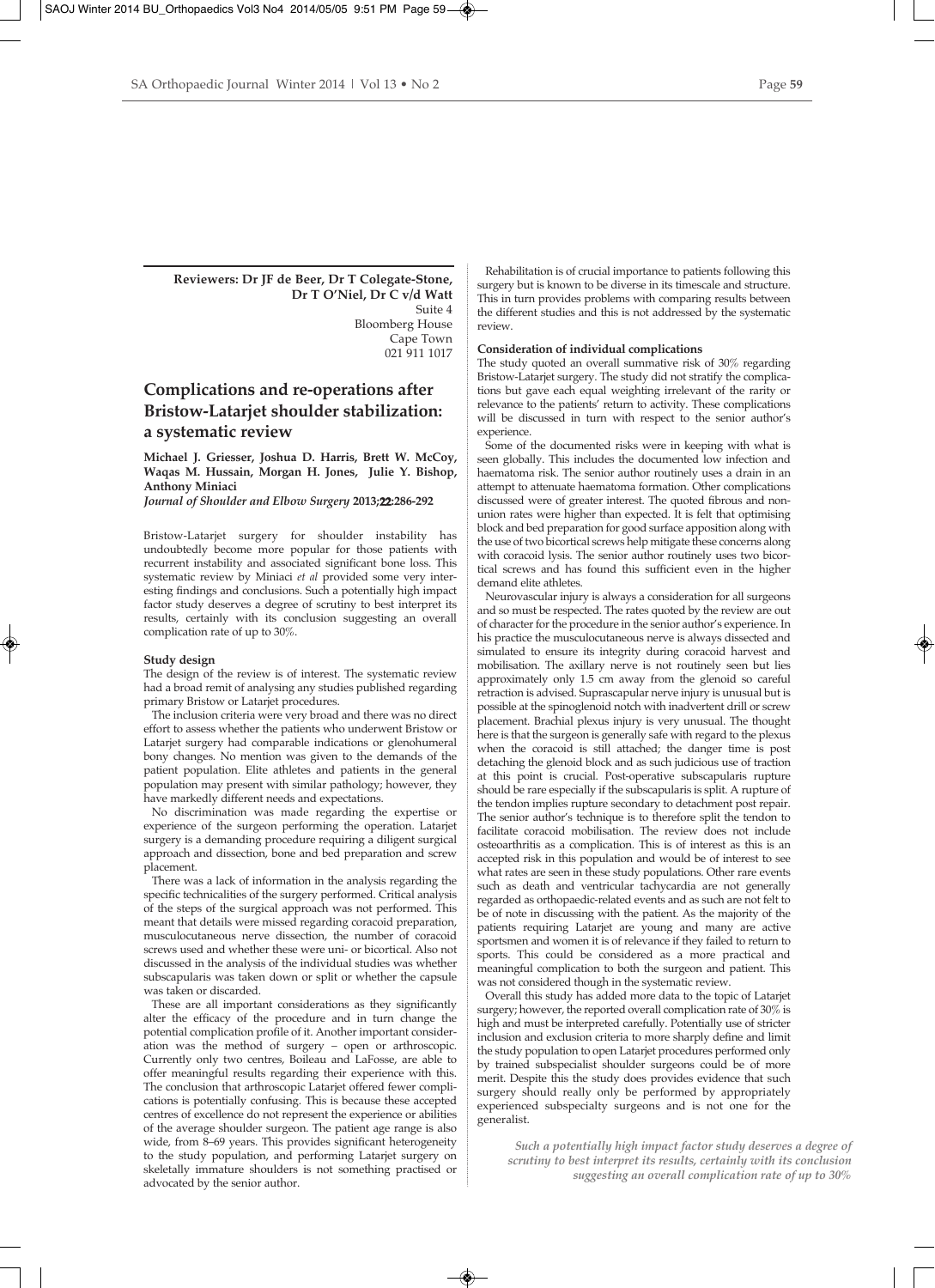**Reviewers: Dr JF de Beer, Dr T Colegate-Stone, Dr T O'Niel, Dr C v/d Watt**
Suite 4
Bloomberg House
Cape Town
021 911 1017

## Complications and re-operations after Bristow-Latarjet shoulder stabilization: a systematic review

**Michael J. Griesser, Joshua D. Harris, Brett W. McCoy, Waqas M. Hussain, Morgan H. Jones, Julie Y. Bishop, Anthony Miniaci**
*Journal of Shoulder and Elbow Surgery* **2013;22:286-292**

Bristow-Latarjet surgery for shoulder instability has undoubtedly become more popular for those patients with recurrent instability and associated significant bone loss. This systematic review by Miniaci *et al* provided some very interesting findings and conclusions. Such a potentially high impact factor study deserves a degree of scrutiny to best interpret its results, certainly with its conclusion suggesting an overall complication rate of up to 30%.

### Study design

The design of the review is of interest. The systematic review had a broad remit of analysing any studies published regarding primary Bristow or Latarjet procedures.

The inclusion criteria were very broad and there was no direct effort to assess whether the patients who underwent Bristow or Latarjet surgery had comparable indications or glenohumeral bony changes. No mention was given to the demands of the patient population. Elite athletes and patients in the general population may present with similar pathology; however, they have markedly different needs and expectations.

No discrimination was made regarding the expertise or experience of the surgeon performing the operation. Latarjet surgery is a demanding procedure requiring a diligent surgical approach and dissection, bone and bed preparation and screw placement.

There was a lack of information in the analysis regarding the specific technicalities of the surgery performed. Critical analysis of the steps of the surgical approach was not performed. This meant that details were missed regarding coracoid preparation, musculocutaneous nerve dissection, the number of coracoid screws used and whether these were uni- or bicortical. Also not discussed in the analysis of the individual studies was whether subscapularis was taken down or split or whether the capsule was taken or discarded.

These are all important considerations as they significantly alter the efficacy of the procedure and in turn change the potential complication profile of it. Another important consideration was the method of surgery – open or arthroscopic. Currently only two centres, Boileau and LaFosse, are able to offer meaningful results regarding their experience with this. The conclusion that arthroscopic Latarjet offered fewer complications is potentially confusing. This is because these accepted centres of excellence do not represent the experience or abilities of the average shoulder surgeon. The patient age range is also wide, from 8–69 years. This provides significant heterogeneity to the study population, and performing Latarjet surgery on skeletally immature shoulders is not something practised or advocated by the senior author.

Rehabilitation is of crucial importance to patients following this surgery but is known to be diverse in its timescale and structure. This in turn provides problems with comparing results between the different studies and this is not addressed by the systematic review.

### Consideration of individual complications

The study quoted an overall summative risk of 30% regarding Bristow-Latarjet surgery. The study did not stratify the complications but gave each equal weighting irrelevant of the rarity or relevance to the patients' return to activity. These complications will be discussed in turn with respect to the senior author's experience.

Some of the documented risks were in keeping with what is seen globally. This includes the documented low infection and haematoma risk. The senior author routinely uses a drain in an attempt to attenuate haematoma formation. Other complications discussed were of greater interest. The quoted fibrous and non-union rates were higher than expected. It is felt that optimising block and bed preparation for good surface apposition along with the use of two bicortical screws help mitigate these concerns along with coracoid lysis. The senior author routinely uses two bicortical screws and has found this sufficient even in the higher demand elite athletes.

Neurovascular injury is always a consideration for all surgeons and so must be respected. The rates quoted by the review are out of character for the procedure in the senior author's experience. In his practice the musculocutaneous nerve is always dissected and simulated to ensure its integrity during coracoid harvest and mobilisation. The axillary nerve is not routinely seen but lies approximately only 1.5 cm away from the glenoid so careful retraction is advised. Suprascapular nerve injury is unusual but is possible at the spinoglenoid notch with inadvertent drill or screw placement. Brachial plexus injury is very unusual. The thought here is that the surgeon is generally safe with regard to the plexus when the coracoid is still attached; the danger time is post detaching the glenoid block and as such judicious use of traction at this point is crucial. Post-operative subscapularis rupture should be rare especially if the subscapularis is split. A rupture of the tendon implies rupture secondary to detachment post repair. The senior author's technique is to therefore split the tendon to facilitate coracoid mobilisation. The review does not include osteoarthritis as a complication. This is of interest as this is an accepted risk in this population and would be of interest to see what rates are seen in these study populations. Other rare events such as death and ventricular tachycardia are not generally regarded as orthopaedic-related events and as such are not felt to be of note in discussing with the patient. As the majority of the patients requiring Latarjet are young and many are active sportsmen and women it is of relevance if they failed to return to sports. This could be considered as a more practical and meaningful complication to both the surgeon and patient. This was not considered though in the systematic review.

Overall this study has added more data to the topic of Latarjet surgery; however, the reported overall complication rate of 30% is high and must be interpreted carefully. Potentially use of stricter inclusion and exclusion criteria to more sharply define and limit the study population to open Latarjet procedures performed only by trained subspecialist shoulder surgeons could be of more merit. Despite this the study does provides evidence that such surgery should really only be performed by appropriately experienced subspecialty surgeons and is not one for the generalist.

*Such a potentially high impact factor study deserves a degree of scrutiny to best interpret its results, certainly with its conclusion suggesting an overall complication rate of up to 30%*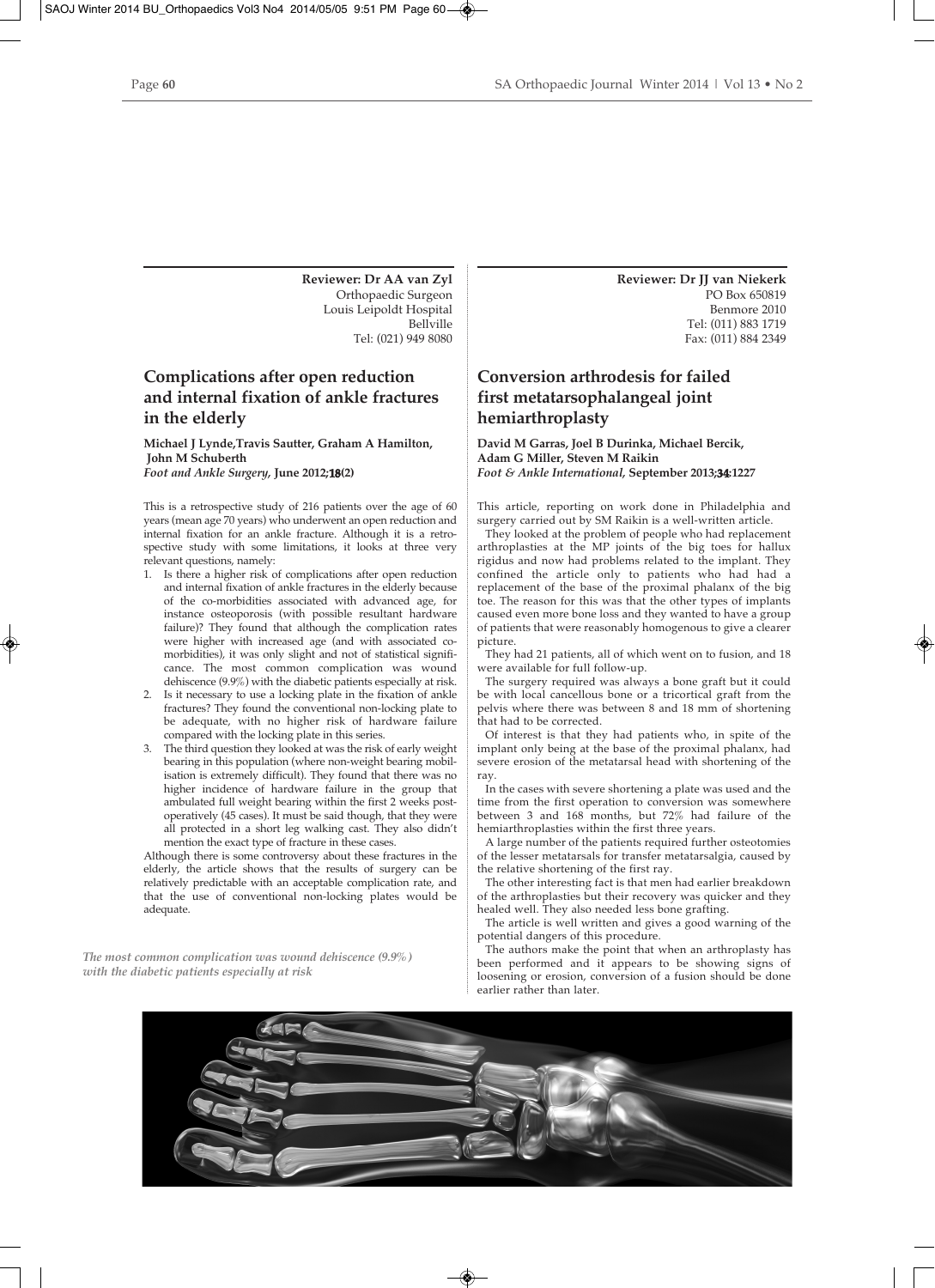**Reviewer: Dr AA van Zyl**
Orthopaedic Surgeon
Louis Leipoldt Hospital
Bellville
Tel: (021) 949 8080

## Complications after open reduction and internal fixation of ankle fractures in the elderly

**Michael J Lynde, Travis Sautter, Graham A Hamilton, John M Schuberth**
***Foot and Ankle Surgery*, June 2012;18(2)**

This is a retrospective study of 216 patients over the age of 60 years (mean age 70 years) who underwent an open reduction and internal fixation for an ankle fracture. Although it is a retrospective study with some limitations, it looks at three very relevant questions, namely:

1. Is there a higher risk of complications after open reduction and internal fixation of ankle fractures in the elderly because of the co-morbidities associated with advanced age, for instance osteoporosis (with possible resultant hardware failure)? They found that although the complication rates were higher with increased age (and with associated co-morbidities), it was only slight and not of statistical significance. The most common complication was wound dehiscence (9.9%) with the diabetic patients especially at risk.
2. Is it necessary to use a locking plate in the fixation of ankle fractures? They found the conventional non-locking plate to be adequate, with no higher risk of hardware failure compared with the locking plate in this series.
3. The third question they looked at was the risk of early weight bearing in this population (where non-weight bearing mobilisation is extremely difficult). They found that there was no higher incidence of hardware failure in the group that ambulated full weight bearing within the first 2 weeks post-operatively (45 cases). It must be said though, that they were all protected in a short leg walking cast. They also didn't mention the exact type of fracture in these cases.

Although there is some controversy about these fractures in the elderly, the article shows that the results of surgery can be relatively predictable with an acceptable complication rate, and that the use of conventional non-locking plates would be adequate.

*The most common complication was wound dehiscence (9.9%) with the diabetic patients especially at risk*

**Reviewer: Dr JJ van Niekerk**
PO Box 650819
Benmore 2010
Tel: (011) 883 1719
Fax: (011) 884 2349

## Conversion arthrodesis for failed first metatarsophalangeal joint hemiarthroplasty

**David M Garras, Joel B Durinka, Michael Bercik, Adam G Miller, Steven M Raikin**
***Foot & Ankle International*, September 2013;34:1227**

This article, reporting on work done in Philadelphia and surgery carried out by SM Raikin is a well-written article.

They looked at the problem of people who had replacement arthroplasties at the MP joints of the big toes for hallux rigidus and now had problems related to the implant. They confined the article only to patients who had had a replacement of the base of the proximal phalanx of the big toe. The reason for this was that the other types of implants caused even more bone loss and they wanted to have a group of patients that were reasonably homogenous to give a clearer picture.

They had 21 patients, all of which went on to fusion, and 18 were available for full follow-up.

The surgery required was always a bone graft but it could be with local cancellous bone or a tricortical graft from the pelvis where there was between 8 and 18 mm of shortening that had to be corrected.

Of interest is that they had patients who, in spite of the implant only being at the base of the proximal phalanx, had severe erosion of the metatarsal head with shortening of the ray.

In the cases with severe shortening a plate was used and the time from the first operation to conversion was somewhere between 3 and 168 months, but 72% had failure of the hemiarthroplasties within the first three years.

A large number of the patients required further osteotomies of the lesser metatarsals for transfer metatarsalgia, caused by the relative shortening of the first ray.

The other interesting fact is that men had earlier breakdown of the arthroplasties but their recovery was quicker and they healed well. They also needed less bone grafting.

The article is well written and gives a good warning of the potential dangers of this procedure.

The authors make the point that when an arthroplasty has been performed and it appears to be showing signs of loosening or erosion, conversion of a fusion should be done earlier rather than later.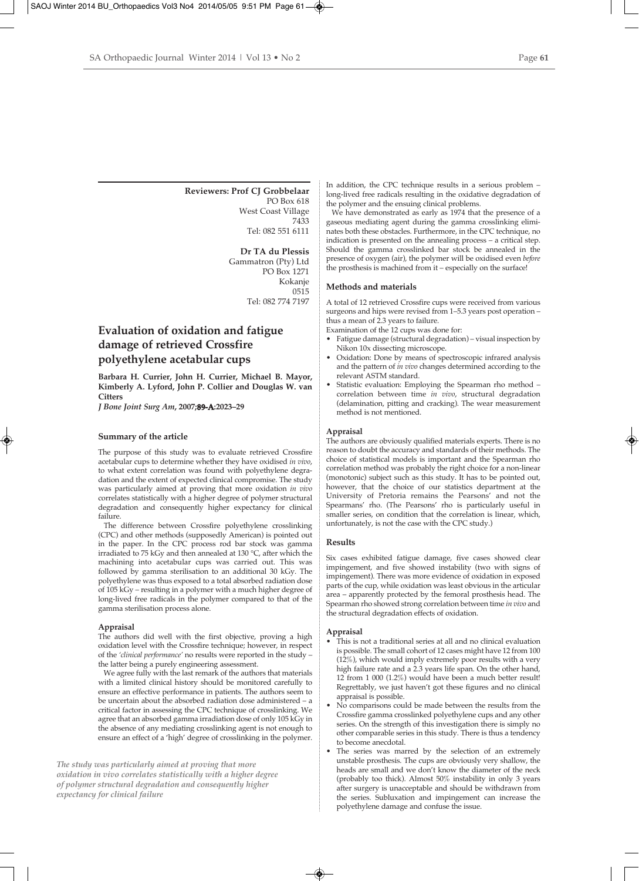**Reviewers: Prof CJ Grobbelaar**
PO Box 618
West Coast Village
7433
Tel: 082 551 6111

**Dr TA du Plessis**
Gammatron (Pty) Ltd
PO Box 1271
Kokanje
0515
Tel: 082 774 7197

## Evaluation of oxidation and fatigue damage of retrieved Crossfire polyethylene acetabular cups

**Barbara H. Currier, John H. Currier, Michael B. Mayor, Kimberly A. Lyford, John P. Collier and Douglas W. van Citters**

***J Bone Joint Surg Am*, 2007;89-A:2023–29**

### Summary of the article

The purpose of this study was to evaluate retrieved Crossfire acetabular cups to determine whether they have oxidised *in vivo*, to what extent correlation was found with polyethylene degradation and the extent of expected clinical compromise. The study was particularly aimed at proving that more oxidation *in vivo* correlates statistically with a higher degree of polymer structural degradation and consequently higher expectancy for clinical failure.

The difference between Crossfire polyethylene crosslinking (CPC) and other methods (supposedly American) is pointed out in the paper. In the CPC process rod bar stock was gamma irradiated to 75 kGy and then annealed at 130 °C, after which the machining into acetabular cups was carried out. This was followed by gamma sterilisation to an additional 30 kGy. The polyethylene was thus exposed to a total absorbed radiation dose of 105 kGy – resulting in a polymer with a much higher degree of long-lived free radicals in the polymer compared to that of the gamma sterilisation process alone.

### Appraisal

The authors did well with the first objective, proving a high oxidation level with the Crossfire technique; however, in respect of the *'clinical performance'* no results were reported in the study – the latter being a purely engineering assessment.

We agree fully with the last remark of the authors that materials with a limited clinical history should be monitored carefully to ensure an effective performance in patients. The authors seem to be uncertain about the absorbed radiation dose administered – a critical factor in assessing the CPC technique of crosslinking. We agree that an absorbed gamma irradiation dose of only 105 kGy in the absence of any mediating crosslinking agent is not enough to ensure an effect of a 'high' degree of crosslinking in the polymer.

*The study was particularly aimed at proving that more oxidation in vivo correlates statistically with a higher degree of polymer structural degradation and consequently higher expectancy for clinical failure*

In addition, the CPC technique results in a serious problem – long-lived free radicals resulting in the oxidative degradation of the polymer and the ensuing clinical problems.

We have demonstrated as early as 1974 that the presence of a gaseous mediating agent during the gamma crosslinking eliminates both these obstacles. Furthermore, in the CPC technique, no indication is presented on the annealing process – a critical step. Should the gamma crosslinked bar stock be annealed in the presence of oxygen (air), the polymer will be oxidised even *before* the prosthesis is machined from it – especially on the surface!

### Methods and materials

A total of 12 retrieved Crossfire cups were received from various surgeons and hips were revised from 1–5.3 years post operation – thus a mean of 2.3 years to failure.

Examination of the 12 cups was done for:

- Fatigue damage (structural degradation) – visual inspection by Nikon 10x dissecting microscope.
- Oxidation: Done by means of spectroscopic infrared analysis and the pattern of *in vivo* changes determined according to the relevant ASTM standard.
- Statistic evaluation: Employing the Spearman rho method – correlation between time *in vivo*, structural degradation (delamination, pitting and cracking). The wear measurement method is not mentioned.

### Appraisal

The authors are obviously qualified materials experts. There is no reason to doubt the accuracy and standards of their methods. The choice of statistical models is important and the Spearman rho correlation method was probably the right choice for a non-linear (monotonic) subject such as this study. It has to be pointed out, however, that the choice of our statistics department at the University of Pretoria remains the Pearsons' and not the Spearmans' rho. (The Pearsons' rho is particularly useful in smaller series, on condition that the correlation is linear, which, unfortunately, is not the case with the CPC study.)

### Results

Six cases exhibited fatigue damage, five cases showed clear impingement, and five showed instability (two with signs of impingement). There was more evidence of oxidation in exposed parts of the cup, while oxidation was least obvious in the articular area – apparently protected by the femoral prosthesis head. The Spearman rho showed strong correlation between time *in vivo* and the structural degradation effects of oxidation.

### Appraisal

- This is not a traditional series at all and no clinical evaluation is possible. The small cohort of 12 cases might have 12 from 100 (12%), which would imply extremely poor results with a very high failure rate and a 2.3 years life span. On the other hand, 12 from 1 000 (1.2%) would have been a much better result! Regrettably, we just haven't got these figures and no clinical appraisal is possible.
- No comparisons could be made between the results from the Crossfire gamma crosslinked polyethylene cups and any other series. On the strength of this investigation there is simply no other comparable series in this study. There is thus a tendency to become anecdotal.
- The series was marred by the selection of an extremely unstable prosthesis. The cups are obviously very shallow, the heads are small and we don't know the diameter of the neck (probably too thick). Almost 50% instability in only 3 years after surgery is unacceptable and should be withdrawn from the series. Subluxation and impingement can increase the polyethylene damage and confuse the issue.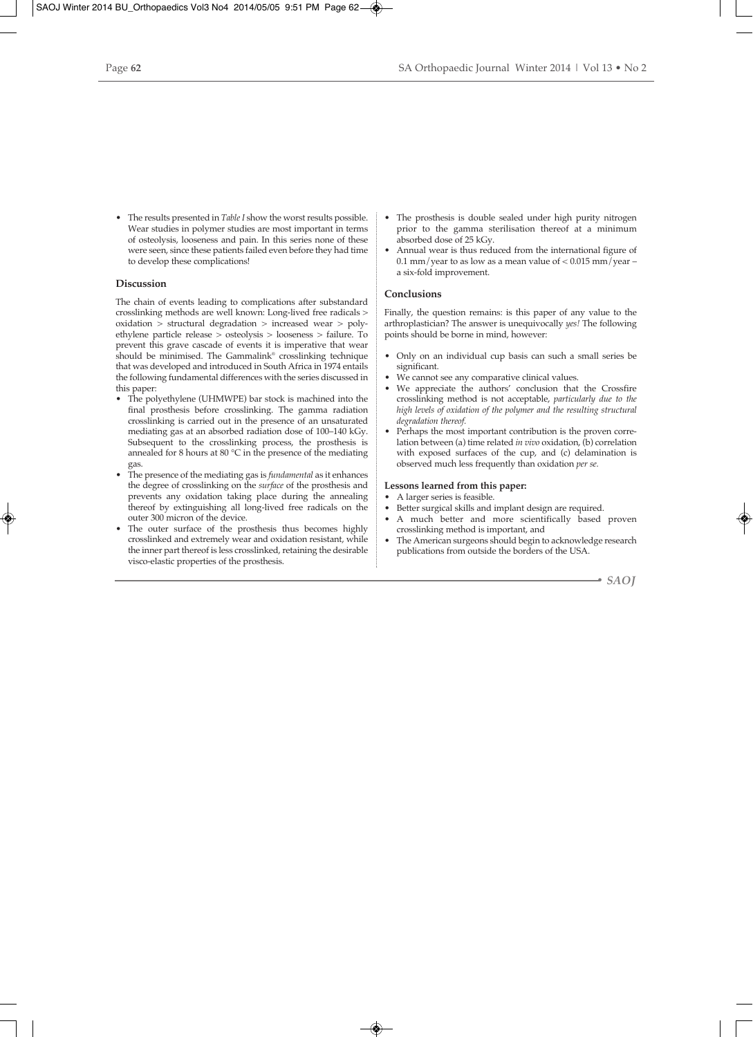- The results presented in *Table I* show the worst results possible. Wear studies in polymer studies are most important in terms of osteolysis, looseness and pain. In this series none of these were seen, since these patients failed even before they had time to develop these complications!

## Discussion

The chain of events leading to complications after substandard crosslinking methods are well known: Long-lived free radicals > oxidation > structural degradation > increased wear > polyethylene particle release > osteolysis > looseness > failure. To prevent this grave cascade of events it is imperative that wear should be minimised. The Gammalink® crosslinking technique that was developed and introduced in South Africa in 1974 entails the following fundamental differences with the series discussed in this paper:

- The polyethylene (UHMWPE) bar stock is machined into the final prosthesis before crosslinking. The gamma radiation crosslinking is carried out in the presence of an unsaturated mediating gas at an absorbed radiation dose of 100–140 kGy. Subsequent to the crosslinking process, the prosthesis is annealed for 8 hours at 80 °C in the presence of the mediating gas.
- The presence of the mediating gas is *fundamental* as it enhances the degree of crosslinking on the *surface* of the prosthesis and prevents any oxidation taking place during the annealing thereof by extinguishing all long-lived free radicals on the outer 300 micron of the device.
- The outer surface of the prosthesis thus becomes highly crosslinked and extremely wear and oxidation resistant, while the inner part thereof is less crosslinked, retaining the desirable visco-elastic properties of the prosthesis.
- The prosthesis is double sealed under high purity nitrogen prior to the gamma sterilisation thereof at a minimum absorbed dose of 25 kGy.
- Annual wear is thus reduced from the international figure of 0.1 mm/year to as low as a mean value of < 0.015 mm/year – a six-fold improvement.

## Conclusions

Finally, the question remains: is this paper of any value to the arthroplastician? The answer is unequivocally *yes!* The following points should be borne in mind, however:

- Only on an individual cup basis can such a small series be significant.
- We cannot see any comparative clinical values.
- We appreciate the authors' conclusion that the Crossfire crosslinking method is not acceptable, *particularly due to the high levels of oxidation of the polymer and the resulting structural degradation thereof.*
- Perhaps the most important contribution is the proven correlation between (a) time related *in vivo* oxidation, (b) correlation with exposed surfaces of the cup, and (c) delamination is observed much less frequently than oxidation *per se.*

### Lessons learned from this paper:

- A larger series is feasible.
- Better surgical skills and implant design are required.
- A much better and more scientifically based proven crosslinking method is important, and
- The American surgeons should begin to acknowledge research publications from outside the borders of the USA.